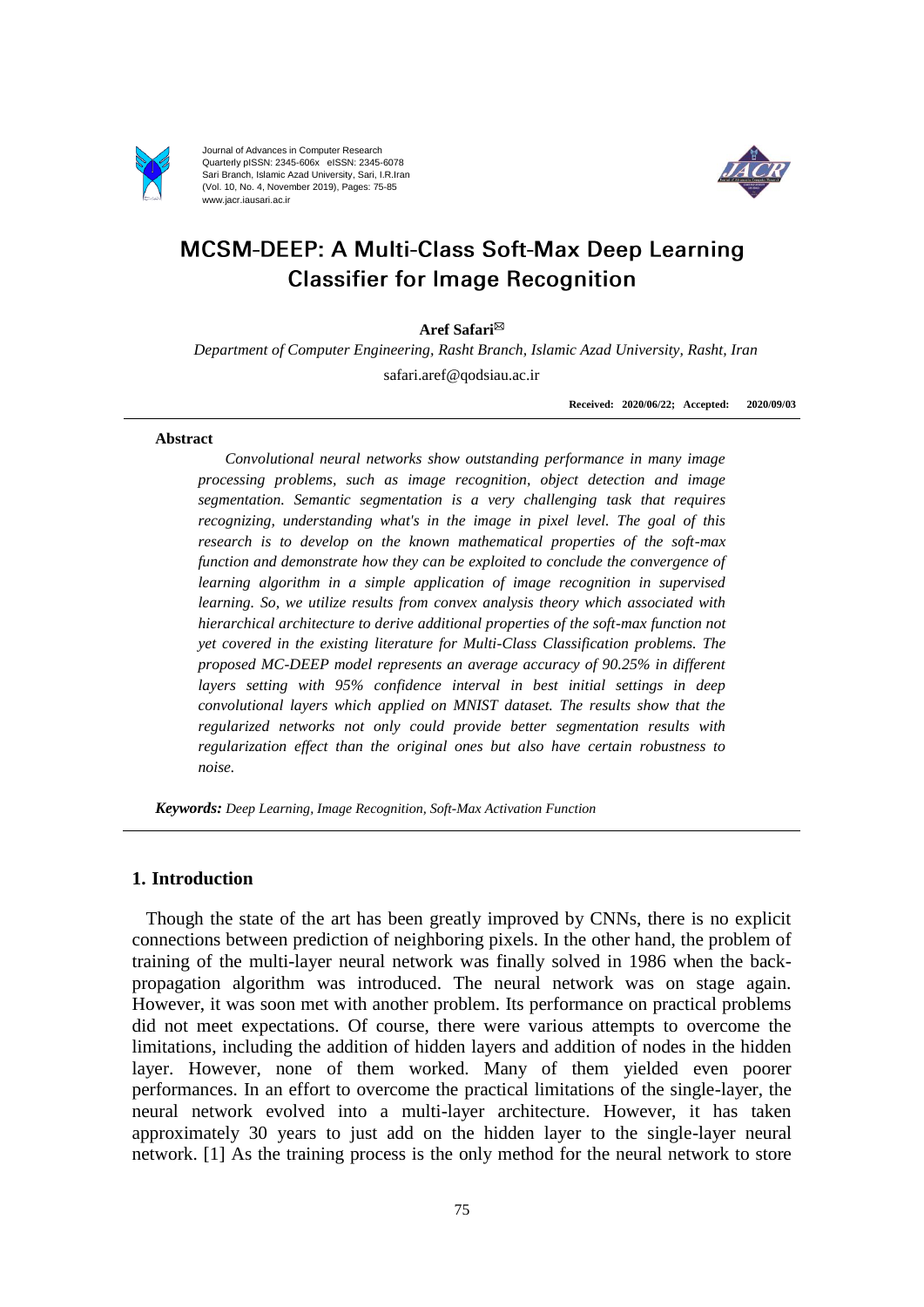# MCSM-DEEP: A Multi-Class Soft-Max Deep Learning Classifier for Image Recognition

**Aref Safari**

*Department of Computer Engineering, Rasht Branch, Islamic Azad University, Rasht, Iran*

safari.aref@qodsiau.ac.ir

**Received: 2020/06/22; Accepted: 2020/09/03**

### Abstract

*Convolutional neural networks show outstanding performance in many image processing problems, such as image recognition, object detection and image segmentation. Semantic segmentation is a very challenging task that requires recognizing, understanding what's in the image in pixel level. The goal of this research is to develop on the known mathematical properties of the soft-max function and demonstrate how they can be exploited to conclude the convergence of learning algorithm in a simple application of image recognition in supervised learning. So, we utilize results from convex analysis theory which associated with hierarchical architecture to derive additional properties of the soft-max function not yet covered in the existing literature for Multi-Class Classification problems. The proposed MC-DEEP model represents an average accuracy of 90.25% in different layers setting with 95% confidence interval in best initial settings in deep convolutional layers which applied on MNIST dataset. The results show that the regularized networks not only could provide better segmentation results with regularization effect than the original ones but also have certain robustness to noise.*

***Keywords:*** *Deep Learning, Image Recognition, Soft-Max Activation Function*

## 1. Introduction

Though the state of the art has been greatly improved by CNNs, there is no explicit connections between prediction of neighboring pixels. In the other hand, the problem of training of the multi-layer neural network was finally solved in 1986 when the back-propagation algorithm was introduced. The neural network was on stage again. However, it was soon met with another problem. Its performance on practical problems did not meet expectations. Of course, there were various attempts to overcome the limitations, including the addition of hidden layers and addition of nodes in the hidden layer. However, none of them worked. Many of them yielded even poorer performances. In an effort to overcome the practical limitations of the single-layer, the neural network evolved into a multi-layer architecture. However, it has taken approximately 30 years to just add on the hidden layer to the single-layer neural network. [1] As the training process is the only method for the neural network to store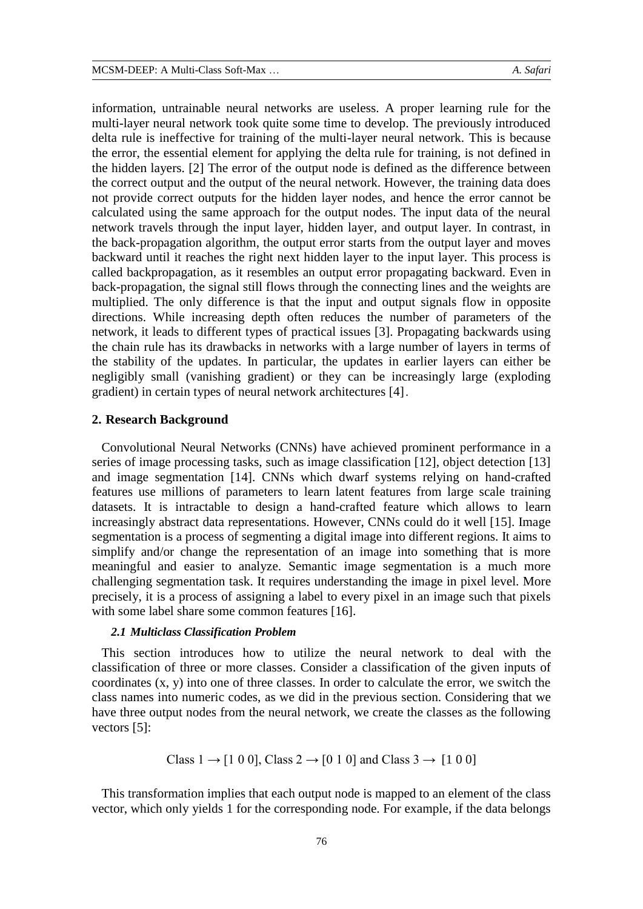information, untrainable neural networks are useless. A proper learning rule for the multi-layer neural network took quite some time to develop. The previously introduced delta rule is ineffective for training of the multi-layer neural network. This is because the error, the essential element for applying the delta rule for training, is not defined in the hidden layers. [2] The error of the output node is defined as the difference between the correct output and the output of the neural network. However, the training data does not provide correct outputs for the hidden layer nodes, and hence the error cannot be calculated using the same approach for the output nodes. The input data of the neural network travels through the input layer, hidden layer, and output layer. In contrast, in the back-propagation algorithm, the output error starts from the output layer and moves backward until it reaches the right next hidden layer to the input layer. This process is called backpropagation, as it resembles an output error propagating backward. Even in back-propagation, the signal still flows through the connecting lines and the weights are multiplied. The only difference is that the input and output signals flow in opposite directions. While increasing depth often reduces the number of parameters of the network, it leads to different types of practical issues [3]. Propagating backwards using the chain rule has its drawbacks in networks with a large number of layers in terms of the stability of the updates. In particular, the updates in earlier layers can either be negligibly small (vanishing gradient) or they can be increasingly large (exploding gradient) in certain types of neural network architectures [4].

## 2. Research Background

Convolutional Neural Networks (CNNs) have achieved prominent performance in a series of image processing tasks, such as image classification [12], object detection [13] and image segmentation [14]. CNNs which dwarf systems relying on hand-crafted features use millions of parameters to learn latent features from large scale training datasets. It is intractable to design a hand-crafted feature which allows to learn increasingly abstract data representations. However, CNNs could do it well [15]. Image segmentation is a process of segmenting a digital image into different regions. It aims to simplify and/or change the representation of an image into something that is more meaningful and easier to analyze. Semantic image segmentation is a much more challenging segmentation task. It requires understanding the image in pixel level. More precisely, it is a process of assigning a label to every pixel in an image such that pixels with some label share some common features [16].

### *2.1 Multiclass Classification Problem*

This section introduces how to utilize the neural network to deal with the classification of three or more classes. Consider a classification of the given inputs of coordinates (x, y) into one of three classes. In order to calculate the error, we switch the class names into numeric codes, as we did in the previous section. Considering that we have three output nodes from the neural network, we create the classes as the following vectors [5]:

$$\text{Class 1} \rightarrow [1\ 0\ 0],\ \text{Class 2} \rightarrow [0\ 1\ 0] \text{ and Class 3} \rightarrow [1\ 0\ 0]$$

This transformation implies that each output node is mapped to an element of the class vector, which only yields 1 for the corresponding node. For example, if the data belongs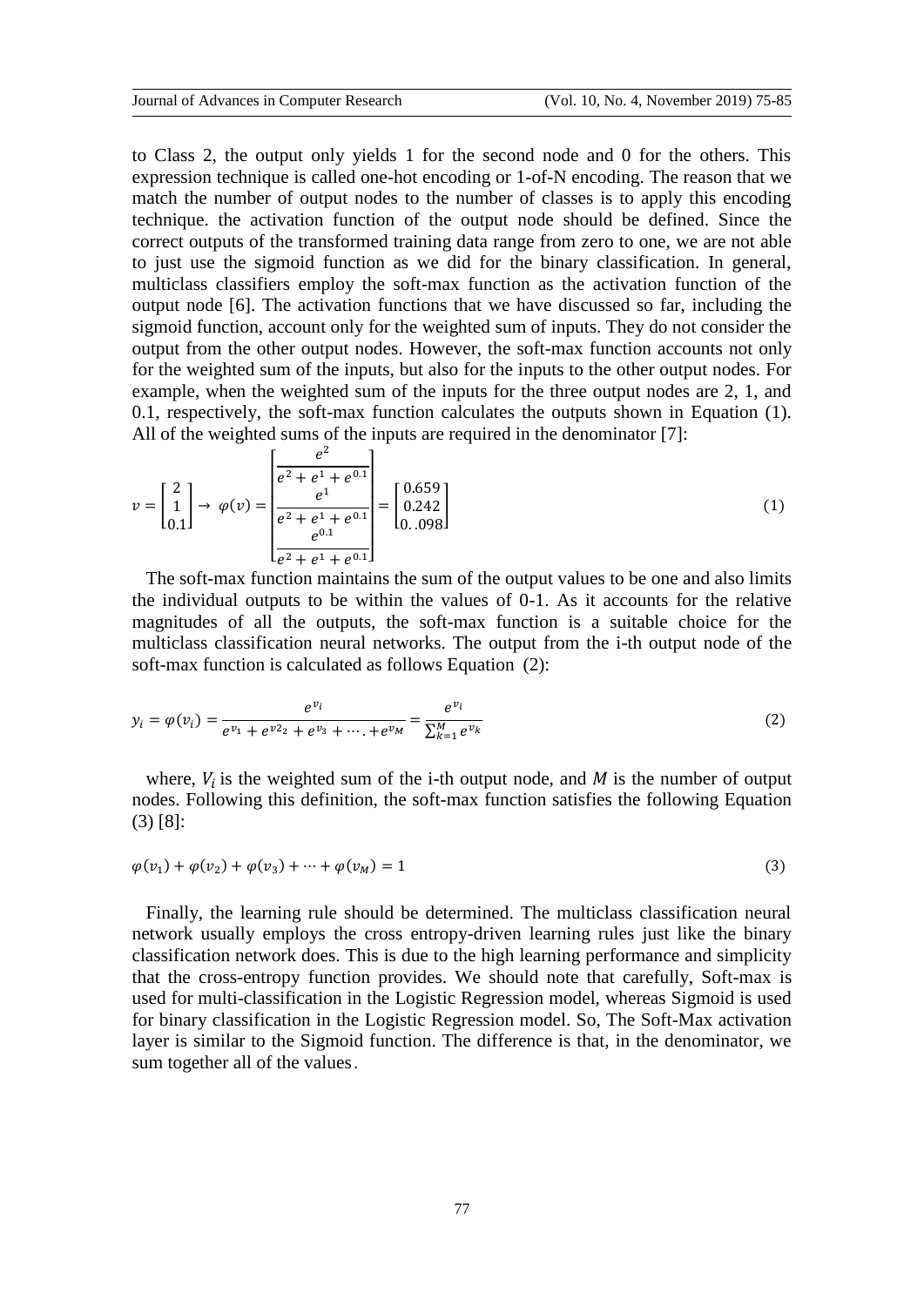to Class 2, the output only yields 1 for the second node and 0 for the others. This expression technique is called one-hot encoding or 1-of-N encoding. The reason that we match the number of output nodes to the number of classes is to apply this encoding technique. the activation function of the output node should be defined. Since the correct outputs of the transformed training data range from zero to one, we are not able to just use the sigmoid function as we did for the binary classification. In general, multiclass classifiers employ the soft-max function as the activation function of the output node [6]. The activation functions that we have discussed so far, including the sigmoid function, account only for the weighted sum of inputs. They do not consider the output from the other output nodes. However, the soft-max function accounts not only for the weighted sum of the inputs, but also for the inputs to the other output nodes. For example, when the weighted sum of the inputs for the three output nodes are 2, 1, and 0.1, respectively, the soft-max function calculates the outputs shown in Equation (1). All of the weighted sums of the inputs are required in the denominator [7]:

$$v = \begin{bmatrix} 2 \\ 1 \\ 0.1 \end{bmatrix} \rightarrow \varphi(v) = \begin{bmatrix} \dfrac{e^2}{e^2 + e^1 + e^{0.1}} \\ \dfrac{e^1}{e^2 + e^1 + e^{0.1}} \\ \dfrac{e^{0.1}}{e^2 + e^1 + e^{0.1}} \end{bmatrix} = \begin{bmatrix} 0.659 \\ 0.242 \\ 0..098 \end{bmatrix} \tag{1}$$

The soft-max function maintains the sum of the output values to be one and also limits the individual outputs to be within the values of 0-1. As it accounts for the relative magnitudes of all the outputs, the soft-max function is a suitable choice for the multiclass classification neural networks. The output from the i-th output node of the soft-max function is calculated as follows Equation (2):

$$y_i = \varphi(v_i) = \frac{e^{v_i}}{e^{v_1} + e^{v2_2} + e^{v_3} + \cdots . + e^{v_M}} = \frac{e^{v_i}}{\sum_{k=1}^{M} e^{v_k}} \tag{2}$$

where, $V_i$ is the weighted sum of the i-th output node, and $M$ is the number of output nodes. Following this definition, the soft-max function satisfies the following Equation (3) [8]:

$$\varphi(v_1) + \varphi(v_2) + \varphi(v_3) + \cdots + \varphi(v_M) = 1 \tag{3}$$

Finally, the learning rule should be determined. The multiclass classification neural network usually employs the cross entropy-driven learning rules just like the binary classification network does. This is due to the high learning performance and simplicity that the cross-entropy function provides. We should note that carefully, Soft-max is used for multi-classification in the Logistic Regression model, whereas Sigmoid is used for binary classification in the Logistic Regression model. So, The Soft-Max activation layer is similar to the Sigmoid function. The difference is that, in the denominator, we sum together all of the values.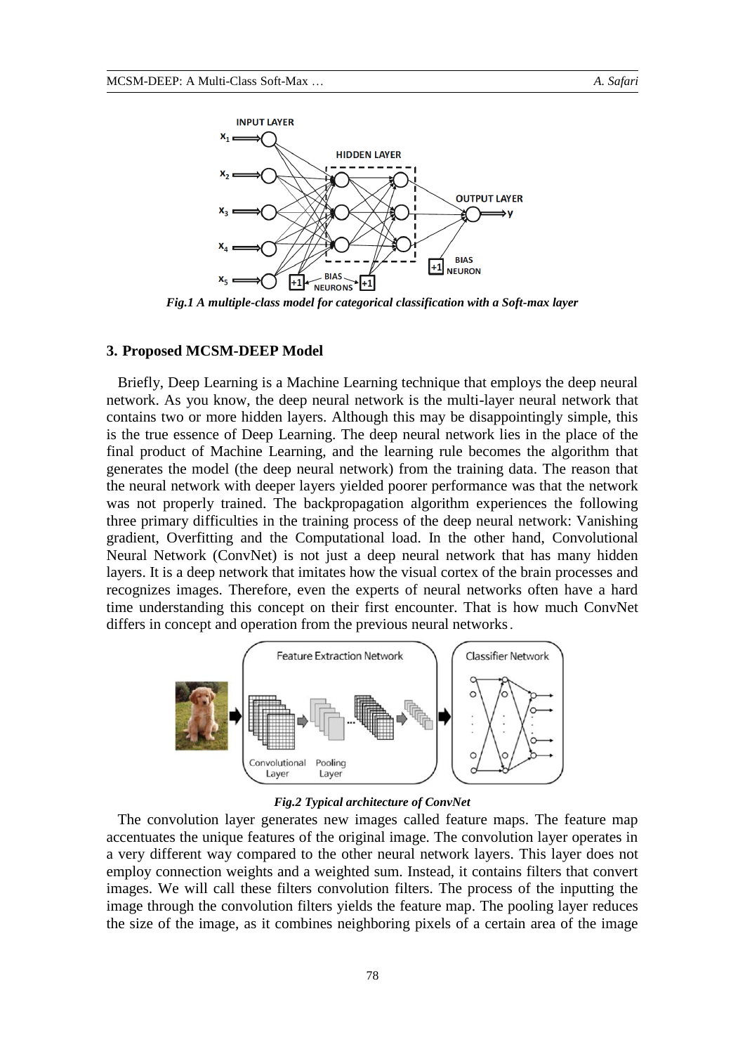*Fig.1 A multiple-class model for categorical classification with a Soft-max layer*

### 3. Proposed MCSM-DEEP Model

Briefly, Deep Learning is a Machine Learning technique that employs the deep neural network. As you know, the deep neural network is the multi-layer neural network that contains two or more hidden layers. Although this may be disappointingly simple, this is the true essence of Deep Learning. The deep neural network lies in the place of the final product of Machine Learning, and the learning rule becomes the algorithm that generates the model (the deep neural network) from the training data. The reason that the neural network with deeper layers yielded poorer performance was that the network was not properly trained. The backpropagation algorithm experiences the following three primary difficulties in the training process of the deep neural network: Vanishing gradient, Overfitting and the Computational load. In the other hand, Convolutional Neural Network (ConvNet) is not just a deep neural network that has many hidden layers. It is a deep network that imitates how the visual cortex of the brain processes and recognizes images. Therefore, even the experts of neural networks often have a hard time understanding this concept on their first encounter. That is how much ConvNet differs in concept and operation from the previous neural networks.

*Fig.2 Typical architecture of ConvNet*

The convolution layer generates new images called feature maps. The feature map accentuates the unique features of the original image. The convolution layer operates in a very different way compared to the other neural network layers. This layer does not employ connection weights and a weighted sum. Instead, it contains filters that convert images. We will call these filters convolution filters. The process of the inputting the image through the convolution filters yields the feature map. The pooling layer reduces the size of the image, as it combines neighboring pixels of a certain area of the image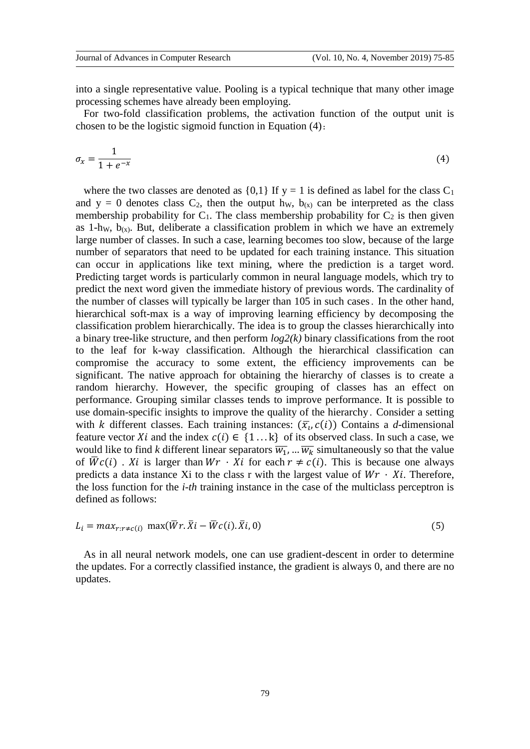into a single representative value. Pooling is a typical technique that many other image processing schemes have already been employing.

For two-fold classification problems, the activation function of the output unit is chosen to be the logistic sigmoid function in Equation (4)：

$$\sigma_x = \frac{1}{1 + e^{-x}} \tag{4}$$

where the two classes are denoted as {0,1} If y = 1 is defined as label for the class $C_1$ and y = 0 denotes class $C_2$, then the output $h_W$, $b_{(x)}$ can be interpreted as the class membership probability for $C_1$. The class membership probability for $C_2$ is then given as 1-$h_W$, $b_{(x)}$. But, deliberate a classification problem in which we have an extremely large number of classes. In such a case, learning becomes too slow, because of the large number of separators that need to be updated for each training instance. This situation can occur in applications like text mining, where the prediction is a target word. Predicting target words is particularly common in neural language models, which try to predict the next word given the immediate history of previous words. The cardinality of the number of classes will typically be larger than 105 in such cases. In the other hand, hierarchical soft-max is a way of improving learning efficiency by decomposing the classification problem hierarchically. The idea is to group the classes hierarchically into a binary tree-like structure, and then perform *log2(k)* binary classifications from the root to the leaf for k-way classification. Although the hierarchical classification can compromise the accuracy to some extent, the efficiency improvements can be significant. The native approach for obtaining the hierarchy of classes is to create a random hierarchy. However, the specific grouping of classes has an effect on performance. Grouping similar classes tends to improve performance. It is possible to use domain-specific insights to improve the quality of the hierarchy. Consider a setting with $k$ different classes. Each training instances: $(\bar{x_\iota}, c(i))$ Contains a *d*-dimensional feature vector $Xi$ and the index $c(i) \in \{1 \ldots \mathrm{k}\}$ of its observed class. In such a case, we would like to find *k* different linear separators $\overline{w_1}, \ldots \overline{w_k}$ simultaneously so that the value of $\bar{W}c(i)\ .\ Xi$ is larger than $Wr\ \cdot\ Xi$ for each $r \neq c(i)$. This is because one always predicts a data instance Xi to the class r with the largest value of $Wr\ \cdot\ Xi$. Therefore, the loss function for the *i-th* training instance in the case of the multiclass perceptron is defined as follows:

$$L_i = max_{r:r\neq c(i)}\ \max(\bar{W}r.\bar{X}i - \bar{W}c(i).\bar{X}i, 0) \tag{5}$$

As in all neural network models, one can use gradient-descent in order to determine the updates. For a correctly classified instance, the gradient is always 0, and there are no updates.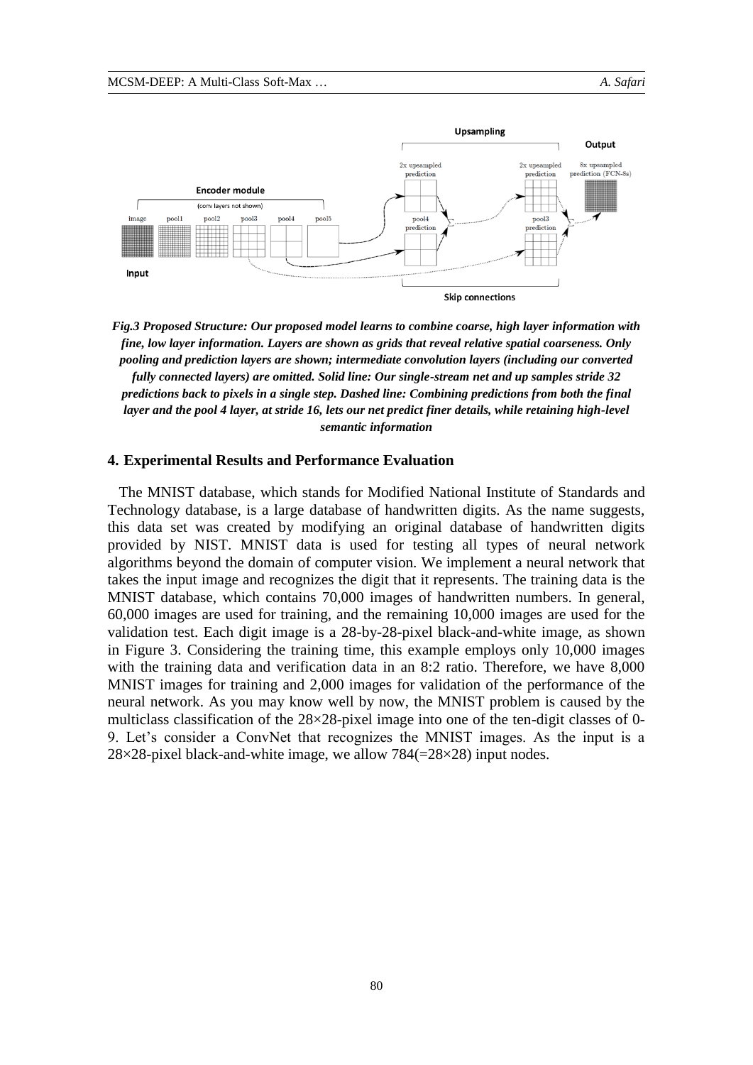*Fig.3 Proposed Structure: Our proposed model learns to combine coarse, high layer information with fine, low layer information. Layers are shown as grids that reveal relative spatial coarseness. Only pooling and prediction layers are shown; intermediate convolution layers (including our converted fully connected layers) are omitted. Solid line: Our single-stream net and up samples stride 32 predictions back to pixels in a single step. Dashed line: Combining predictions from both the final layer and the pool 4 layer, at stride 16, lets our net predict finer details, while retaining high-level semantic information*

## 4. Experimental Results and Performance Evaluation

The MNIST database, which stands for Modified National Institute of Standards and Technology database, is a large database of handwritten digits. As the name suggests, this data set was created by modifying an original database of handwritten digits provided by NIST. MNIST data is used for testing all types of neural network algorithms beyond the domain of computer vision. We implement a neural network that takes the input image and recognizes the digit that it represents. The training data is the MNIST database, which contains 70,000 images of handwritten numbers. In general, 60,000 images are used for training, and the remaining 10,000 images are used for the validation test. Each digit image is a 28-by-28-pixel black-and-white image, as shown in Figure 3. Considering the training time, this example employs only 10,000 images with the training data and verification data in an 8:2 ratio. Therefore, we have 8,000 MNIST images for training and 2,000 images for validation of the performance of the neural network. As you may know well by now, the MNIST problem is caused by the multiclass classification of the $28\times28$-pixel image into one of the ten-digit classes of 0-9. Let's consider a ConvNet that recognizes the MNIST images. As the input is a $28\times28$-pixel black-and-white image, we allow $784(=28\times28)$ input nodes.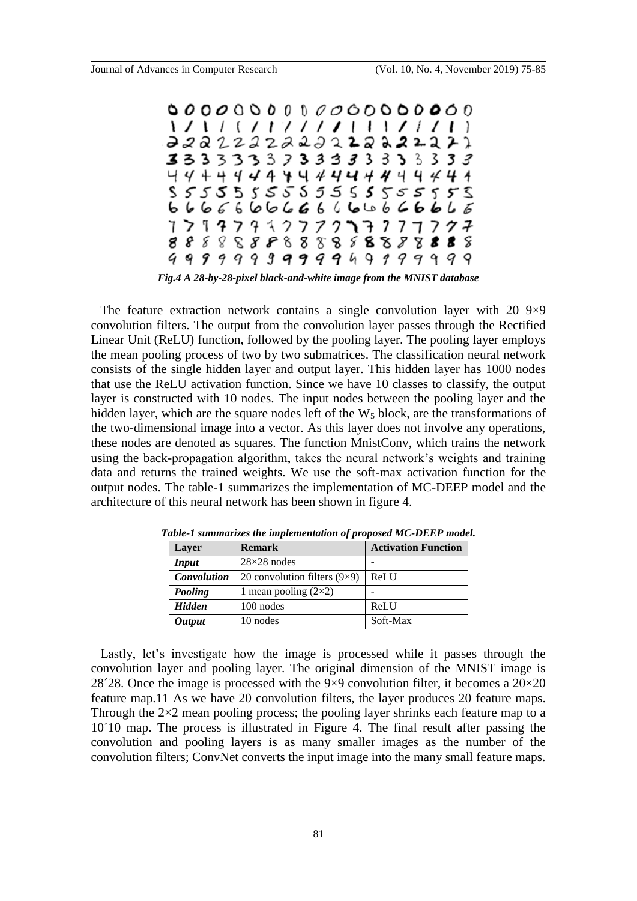*Fig.4 A 28-by-28-pixel black-and-white image from the MNIST database*

The feature extraction network contains a single convolution layer with 20 9×9 convolution filters. The output from the convolution layer passes through the Rectified Linear Unit (ReLU) function, followed by the pooling layer. The pooling layer employs the mean pooling process of two by two submatrices. The classification neural network consists of the single hidden layer and output layer. This hidden layer has 1000 nodes that use the ReLU activation function. Since we have 10 classes to classify, the output layer is constructed with 10 nodes. The input nodes between the pooling layer and the hidden layer, which are the square nodes left of the $W_5$ block, are the transformations of the two-dimensional image into a vector. As this layer does not involve any operations, these nodes are denoted as squares. The function MnistConv, which trains the network using the back-propagation algorithm, takes the neural network's weights and training data and returns the trained weights. We use the soft-max activation function for the output nodes. The table-1 summarizes the implementation of MC-DEEP model and the architecture of this neural network has been shown in figure 4.

*Table-1 summarizes the implementation of proposed MC-DEEP model.*

| Layer | Remark | Activation Function |
|---|---|---|
| ***Input*** | 28×28 nodes | - |
| ***Convolution*** | 20 convolution filters (9×9) | ReLU |
| ***Pooling*** | 1 mean pooling (2×2) | - |
| ***Hidden*** | 100 nodes | ReLU |
| ***Output*** | 10 nodes | Soft-Max |

Lastly, let's investigate how the image is processed while it passes through the convolution layer and pooling layer. The original dimension of the MNIST image is 28´28. Once the image is processed with the 9×9 convolution filter, it becomes a 20×20 feature map.11 As we have 20 convolution filters, the layer produces 20 feature maps. Through the 2×2 mean pooling process; the pooling layer shrinks each feature map to a 10´10 map. The process is illustrated in Figure 4. The final result after passing the convolution and pooling layers is as many smaller images as the number of the convolution filters; ConvNet converts the input image into the many small feature maps.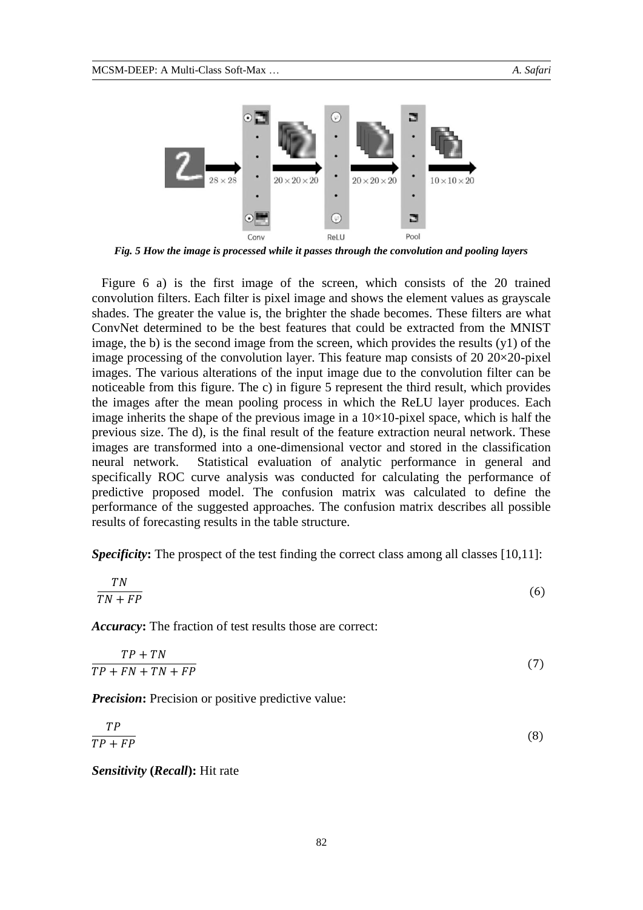*Fig. 5 How the image is processed while it passes through the convolution and pooling layers*

Figure 6 a) is the first image of the screen, which consists of the 20 trained convolution filters. Each filter is pixel image and shows the element values as grayscale shades. The greater the value is, the brighter the shade becomes. These filters are what ConvNet determined to be the best features that could be extracted from the MNIST image, the b) is the second image from the screen, which provides the results (y1) of the image processing of the convolution layer. This feature map consists of 20 20×20-pixel images. The various alterations of the input image due to the convolution filter can be noticeable from this figure. The c) in figure 5 represent the third result, which provides the images after the mean pooling process in which the ReLU layer produces. Each image inherits the shape of the previous image in a 10×10-pixel space, which is half the previous size. The d), is the final result of the feature extraction neural network. These images are transformed into a one-dimensional vector and stored in the classification neural network. Statistical evaluation of analytic performance in general and specifically ROC curve analysis was conducted for calculating the performance of predictive proposed model. The confusion matrix was calculated to define the performance of the suggested approaches. The confusion matrix describes all possible results of forecasting results in the table structure.

***Specificity*:** The prospect of the test finding the correct class among all classes [10,11]:

$$\frac{TN}{TN + FP} \tag{6}$$

***Accuracy*:** The fraction of test results those are correct:

$$\frac{TP + TN}{TP + FN + TN + FP} \tag{7}$$

***Precision*:** Precision or positive predictive value:

$$\frac{TP}{TP + FP} \tag{8}$$

***Sensitivity* (*Recall*):** Hit rate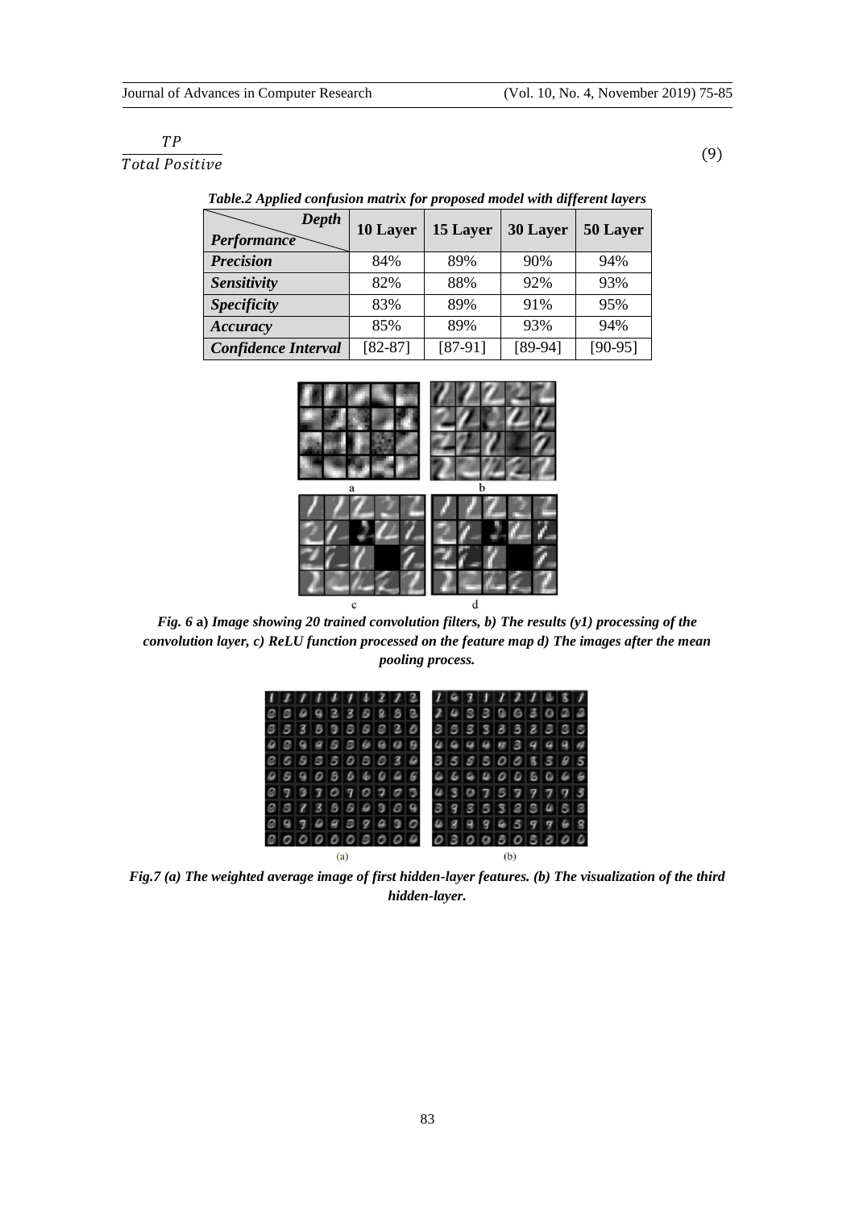$$\frac{TP}{Total\ Positive} \tag{9}$$

*Table.2 Applied confusion matrix for proposed model with different layers*

| Depth / Performance | 10 Layer | 15 Layer | 30 Layer | 50 Layer |
|---|---|---|---|---|
| ***Precision*** | 84% | 89% | 90% | 94% |
| ***Sensitivity*** | 82% | 88% | 92% | 93% |
| ***Specificity*** | 83% | 89% | 91% | 95% |
| ***Accuracy*** | 85% | 89% | 93% | 94% |
| ***Confidence Interval*** | [82-87] | [87-91] | [89-94] | [90-95] |

***Fig. 6* a) *Image showing 20 trained convolution filters, b) The results (y1) processing of the convolution layer, c) ReLU function processed on the feature map d) The images after the mean pooling process.***

***Fig.7 (a) The weighted average image of first hidden-layer features. (b) The visualization of the third hidden-layer.***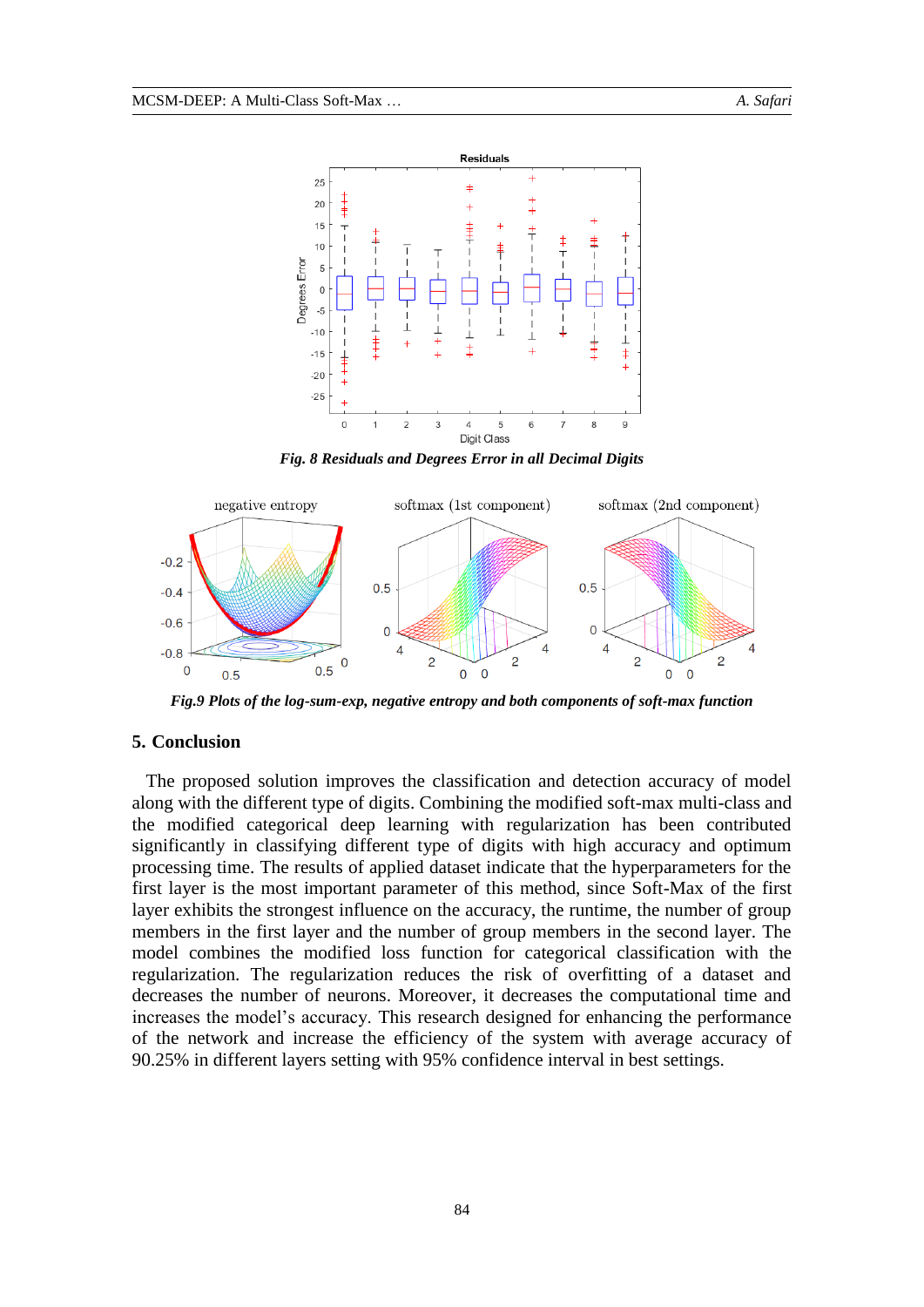*Fig. 8 Residuals and Degrees Error in all Decimal Digits*

*Fig.9 Plots of the log-sum-exp, negative entropy and both components of soft-max function*

## 5. Conclusion

The proposed solution improves the classification and detection accuracy of model along with the different type of digits. Combining the modified soft-max multi-class and the modified categorical deep learning with regularization has been contributed significantly in classifying different type of digits with high accuracy and optimum processing time. The results of applied dataset indicate that the hyperparameters for the first layer is the most important parameter of this method, since Soft-Max of the first layer exhibits the strongest influence on the accuracy, the runtime, the number of group members in the first layer and the number of group members in the second layer. The model combines the modified loss function for categorical classification with the regularization. The regularization reduces the risk of overfitting of a dataset and decreases the number of neurons. Moreover, it decreases the computational time and increases the model's accuracy. This research designed for enhancing the performance of the network and increase the efficiency of the system with average accuracy of 90.25% in different layers setting with 95% confidence interval in best settings.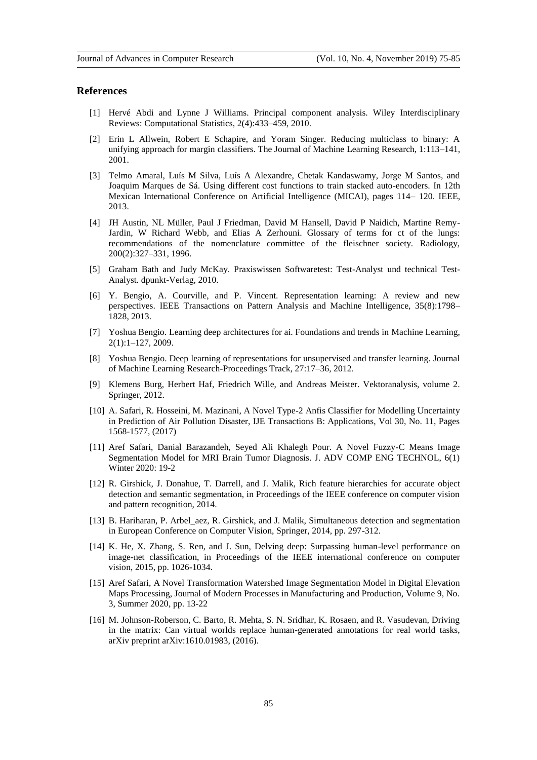## References

[1] Hervé Abdi and Lynne J Williams. Principal component analysis. Wiley Interdisciplinary Reviews: Computational Statistics, 2(4):433–459, 2010.

[2] Erin L Allwein, Robert E Schapire, and Yoram Singer. Reducing multiclass to binary: A unifying approach for margin classifiers. The Journal of Machine Learning Research, 1:113–141, 2001.

[3] Telmo Amaral, Luís M Silva, Luís A Alexandre, Chetak Kandaswamy, Jorge M Santos, and Joaquim Marques de Sá. Using different cost functions to train stacked auto-encoders. In 12th Mexican International Conference on Artificial Intelligence (MICAI), pages 114– 120. IEEE, 2013.

[4] JH Austin, NL Müller, Paul J Friedman, David M Hansell, David P Naidich, Martine Remy-Jardin, W Richard Webb, and Elias A Zerhouni. Glossary of terms for ct of the lungs: recommendations of the nomenclature committee of the fleischner society. Radiology, 200(2):327–331, 1996.

[5] Graham Bath and Judy McKay. Praxiswissen Softwaretest: Test-Analyst und technical Test-Analyst. dpunkt-Verlag, 2010.

[6] Y. Bengio, A. Courville, and P. Vincent. Representation learning: A review and new perspectives. IEEE Transactions on Pattern Analysis and Machine Intelligence, 35(8):1798–1828, 2013.

[7] Yoshua Bengio. Learning deep architectures for ai. Foundations and trends in Machine Learning, 2(1):1–127, 2009.

[8] Yoshua Bengio. Deep learning of representations for unsupervised and transfer learning. Journal of Machine Learning Research-Proceedings Track, 27:17–36, 2012.

[9] Klemens Burg, Herbert Haf, Friedrich Wille, and Andreas Meister. Vektoranalysis, volume 2. Springer, 2012.

[10] A. Safari, R. Hosseini, M. Mazinani, A Novel Type-2 Anfis Classifier for Modelling Uncertainty in Prediction of Air Pollution Disaster, IJE Transactions B: Applications, Vol 30, No. 11, Pages 1568-1577, (2017)

[11] Aref Safari, Danial Barazandeh, Seyed Ali Khalegh Pour. A Novel Fuzzy-C Means Image Segmentation Model for MRI Brain Tumor Diagnosis. J. ADV COMP ENG TECHNOL, 6(1) Winter 2020: 19-2

[12] R. Girshick, J. Donahue, T. Darrell, and J. Malik, Rich feature hierarchies for accurate object detection and semantic segmentation, in Proceedings of the IEEE conference on computer vision and pattern recognition, 2014.

[13] B. Hariharan, P. Arbel_aez, R. Girshick, and J. Malik, Simultaneous detection and segmentation in European Conference on Computer Vision, Springer, 2014, pp. 297-312.

[14] K. He, X. Zhang, S. Ren, and J. Sun, Delving deep: Surpassing human-level performance on image-net classification, in Proceedings of the IEEE international conference on computer vision, 2015, pp. 1026-1034.

[15] Aref Safari, A Novel Transformation Watershed Image Segmentation Model in Digital Elevation Maps Processing, Journal of Modern Processes in Manufacturing and Production, Volume 9, No. 3, Summer 2020, pp. 13-22

[16] M. Johnson-Roberson, C. Barto, R. Mehta, S. N. Sridhar, K. Rosaen, and R. Vasudevan, Driving in the matrix: Can virtual worlds replace human-generated annotations for real world tasks, arXiv preprint arXiv:1610.01983, (2016).